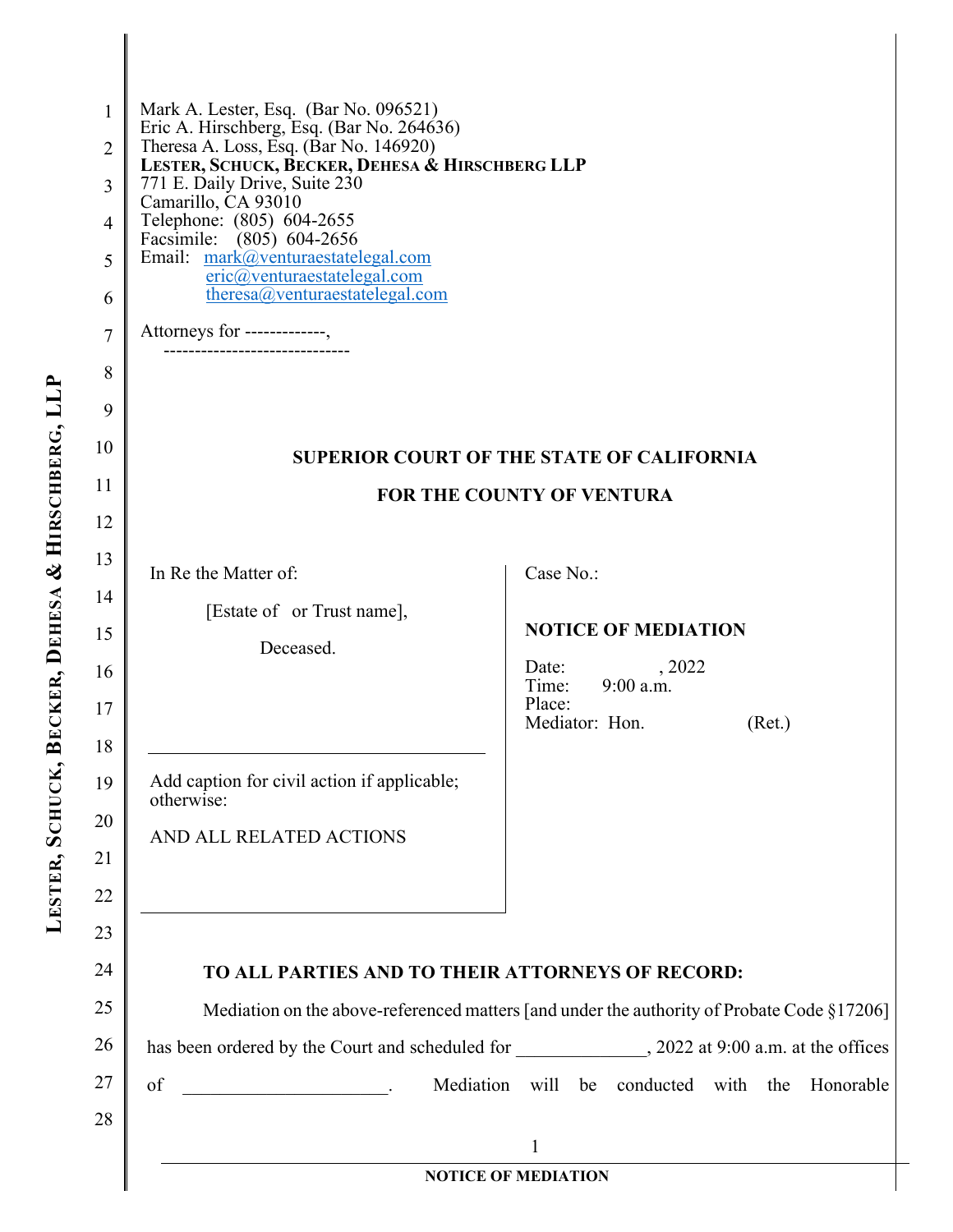Mark A. Lester, Esq. (Bar No. 096521)
Eric A. Hirschberg, Esq. (Bar No. 264636)
Theresa A. Loss, Esq. (Bar No. 146920)
**LESTER, SCHUCK, BECKER, DEHESA & HIRSCHBERG LLP**
771 E. Daily Drive, Suite 230
Camarillo, CA 93010
Telephone: (805) 604-2655
Facsimile: (805) 604-2656
Email: mark@venturaestatelegal.com
eric@venturaestatelegal.com
theresa@venturaestatelegal.com

Attorneys for -------------,
------------------------------

**SUPERIOR COURT OF THE STATE OF CALIFORNIA**

**FOR THE COUNTY OF VENTURA**

| | |
|---|---|
| In Re the Matter of:<br><br>[Estate of or Trust name],<br><br>Deceased.<br><br>______________________________<br><br>Add caption for civil action if applicable; otherwise:<br><br>AND ALL RELATED ACTIONS | Case No.:<br><br>**NOTICE OF MEDIATION**<br><br>Date: , 2022<br>Time: 9:00 a.m.<br>Place:<br>Mediator: Hon. (Ret.) |

**TO ALL PARTIES AND TO THEIR ATTORNEYS OF RECORD:**

Mediation on the above-referenced matters [and under the authority of Probate Code §17206] has been ordered by the Court and scheduled for ______________, 2022 at 9:00 a.m. at the offices of ______________________. Mediation will be conducted with the Honorable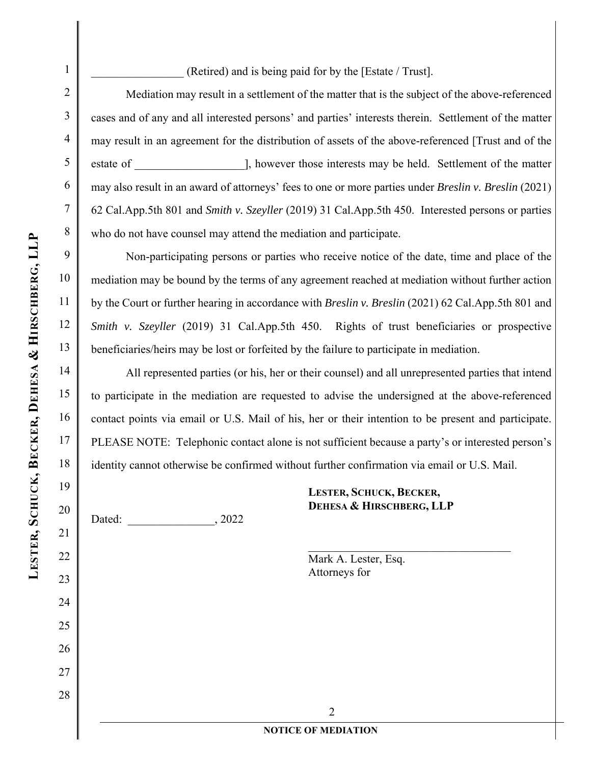________________ (Retired) and is being paid for by the [Estate / Trust].

Mediation may result in a settlement of the matter that is the subject of the above-referenced cases and of any and all interested persons' and parties' interests therein. Settlement of the matter may result in an agreement for the distribution of assets of the above-referenced [Trust and of the estate of ___________________], however those interests may be held. Settlement of the matter may also result in an award of attorneys' fees to one or more parties under *Breslin v. Breslin* (2021) 62 Cal.App.5th 801 and *Smith v. Szeyller* (2019) 31 Cal.App.5th 450. Interested persons or parties who do not have counsel may attend the mediation and participate.

Non-participating persons or parties who receive notice of the date, time and place of the mediation may be bound by the terms of any agreement reached at mediation without further action by the Court or further hearing in accordance with *Breslin v. Breslin* (2021) 62 Cal.App.5th 801 and *Smith v. Szeyller* (2019) 31 Cal.App.5th 450. Rights of trust beneficiaries or prospective beneficiaries/heirs may be lost or forfeited by the failure to participate in mediation.

All represented parties (or his, her or their counsel) and all unrepresented parties that intend to participate in the mediation are requested to advise the undersigned at the above-referenced contact points via email or U.S. Mail of his, her or their intention to be present and participate. PLEASE NOTE: Telephonic contact alone is not sufficient because a party's or interested person's identity cannot otherwise be confirmed without further confirmation via email or U.S. Mail.

Dated: _______________, 2022

**LESTER, SCHUCK, BECKER, DEHESA & HIRSCHBERG, LLP**

___________________________________

Mark A. Lester, Esq.
Attorneys for